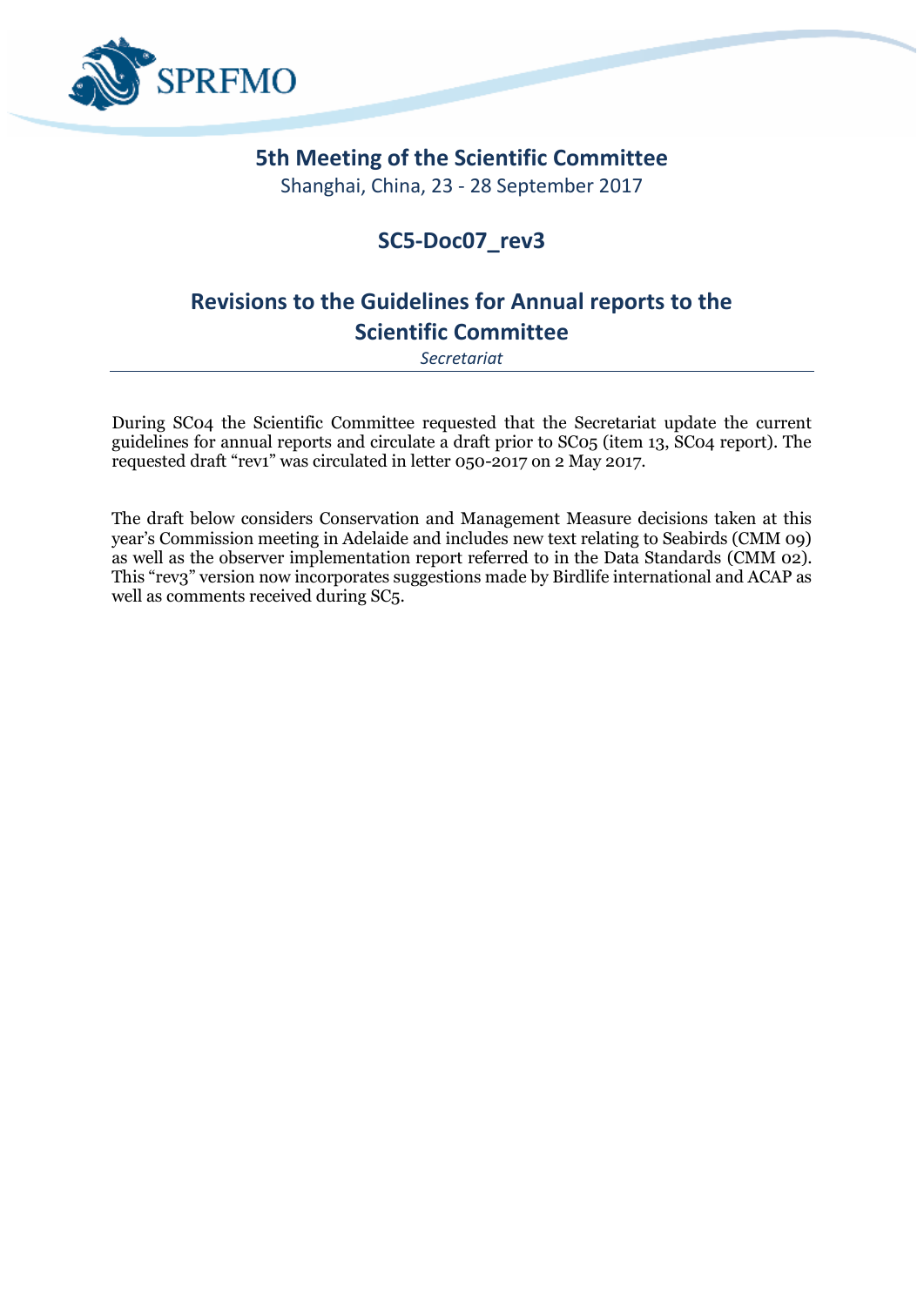SPRFMO

# 5th Meeting of the Scientific Committee

Shanghai, China, 23 - 28 September 2017

## SC5-Doc07_rev3

## Revisions to the Guidelines for Annual reports to the Scientific Committee

*Secretariat*

During SC04 the Scientific Committee requested that the Secretariat update the current guidelines for annual reports and circulate a draft prior to SC05 (item 13, SC04 report). The requested draft "rev1" was circulated in letter 050-2017 on 2 May 2017.

The draft below considers Conservation and Management Measure decisions taken at this year's Commission meeting in Adelaide and includes new text relating to Seabirds (CMM 09) as well as the observer implementation report referred to in the Data Standards (CMM 02). This "rev3" version now incorporates suggestions made by Birdlife international and ACAP as well as comments received during SC5.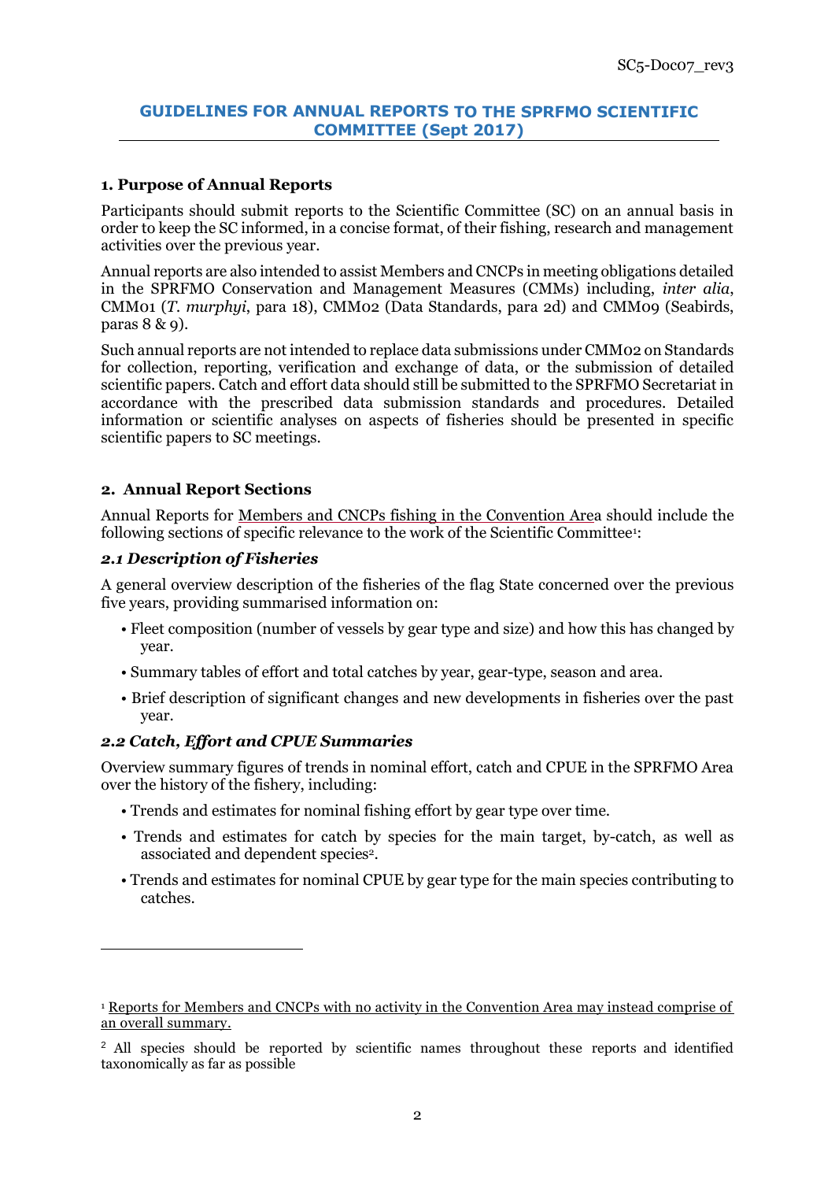SC5-Doc07_rev3

## GUIDELINES FOR ANNUAL REPORTS TO THE SPRFMO SCIENTIFIC COMMITTEE (Sept 2017)

### 1. Purpose of Annual Reports

Participants should submit reports to the Scientific Committee (SC) on an annual basis in order to keep the SC informed, in a concise format, of their fishing, research and management activities over the previous year.

Annual reports are also intended to assist Members and CNCPs in meeting obligations detailed in the SPRFMO Conservation and Management Measures (CMMs) including, *inter alia*, CMM01 (*T. murphyi*, para 18), CMM02 (Data Standards, para 2d) and CMM09 (Seabirds, paras 8 & 9).

Such annual reports are not intended to replace data submissions under CMM02 on Standards for collection, reporting, verification and exchange of data, or the submission of detailed scientific papers. Catch and effort data should still be submitted to the SPRFMO Secretariat in accordance with the prescribed data submission standards and procedures. Detailed information or scientific analyses on aspects of fisheries should be presented in specific scientific papers to SC meetings.

### 2. Annual Report Sections

Annual Reports for <u>Members and CNCPs fishing in the Convention Area</u> should include the following sections of specific relevance to the work of the Scientific Committee[1]:

#### *2.1 Description of Fisheries*

A general overview description of the fisheries of the flag State concerned over the previous five years, providing summarised information on:

- Fleet composition (number of vessels by gear type and size) and how this has changed by year.
- Summary tables of effort and total catches by year, gear-type, season and area.
- Brief description of significant changes and new developments in fisheries over the past year.

#### *2.2 Catch, Effort and CPUE Summaries*

Overview summary figures of trends in nominal effort, catch and CPUE in the SPRFMO Area over the history of the fishery, including:

- Trends and estimates for nominal fishing effort by gear type over time.
- Trends and estimates for catch by species for the main target, by-catch, as well as associated and dependent species[2].
- Trends and estimates for nominal CPUE by gear type for the main species contributing to catches.

---

[1] <u>Reports for Members and CNCPs with no activity in the Convention Area may instead comprise of an overall summary.</u>

[2] All species should be reported by scientific names throughout these reports and identified taxonomically as far as possible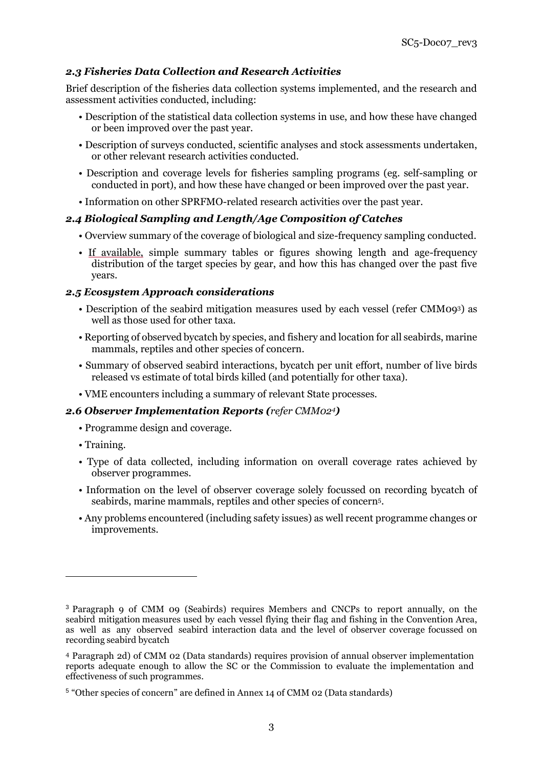### *2.3 Fisheries Data Collection and Research Activities*

Brief description of the fisheries data collection systems implemented, and the research and assessment activities conducted, including:

- Description of the statistical data collection systems in use, and how these have changed or been improved over the past year.
- Description of surveys conducted, scientific analyses and stock assessments undertaken, or other relevant research activities conducted.
- Description and coverage levels for fisheries sampling programs (eg. self-sampling or conducted in port), and how these have changed or been improved over the past year.
- Information on other SPRFMO-related research activities over the past year.

### *2.4 Biological Sampling and Length/Age Composition of Catches*

- Overview summary of the coverage of biological and size-frequency sampling conducted.
- If available, simple summary tables or figures showing length and age-frequency distribution of the target species by gear, and how this has changed over the past five years.

### *2.5 Ecosystem Approach considerations*

- Description of the seabird mitigation measures used by each vessel (refer CMM09[3]) as well as those used for other taxa.
- Reporting of observed bycatch by species, and fishery and location for all seabirds, marine mammals, reptiles and other species of concern.
- Summary of observed seabird interactions, bycatch per unit effort, number of live birds released vs estimate of total birds killed (and potentially for other taxa).
- VME encounters including a summary of relevant State processes.

### *2.6 Observer Implementation Reports (refer CMM02[4])*

- Programme design and coverage.
- Training.
- Type of data collected, including information on overall coverage rates achieved by observer programmes.
- Information on the level of observer coverage solely focussed on recording bycatch of seabirds, marine mammals, reptiles and other species of concern[5].
- Any problems encountered (including safety issues) as well recent programme changes or improvements.

---

[3] Paragraph 9 of CMM 09 (Seabirds) requires Members and CNCPs to report annually, on the seabird mitigation measures used by each vessel flying their flag and fishing in the Convention Area, as well as any observed seabird interaction data and the level of observer coverage focussed on recording seabird bycatch

[4] Paragraph 2d) of CMM 02 (Data standards) requires provision of annual observer implementation reports adequate enough to allow the SC or the Commission to evaluate the implementation and effectiveness of such programmes.

[5] "Other species of concern" are defined in Annex 14 of CMM 02 (Data standards)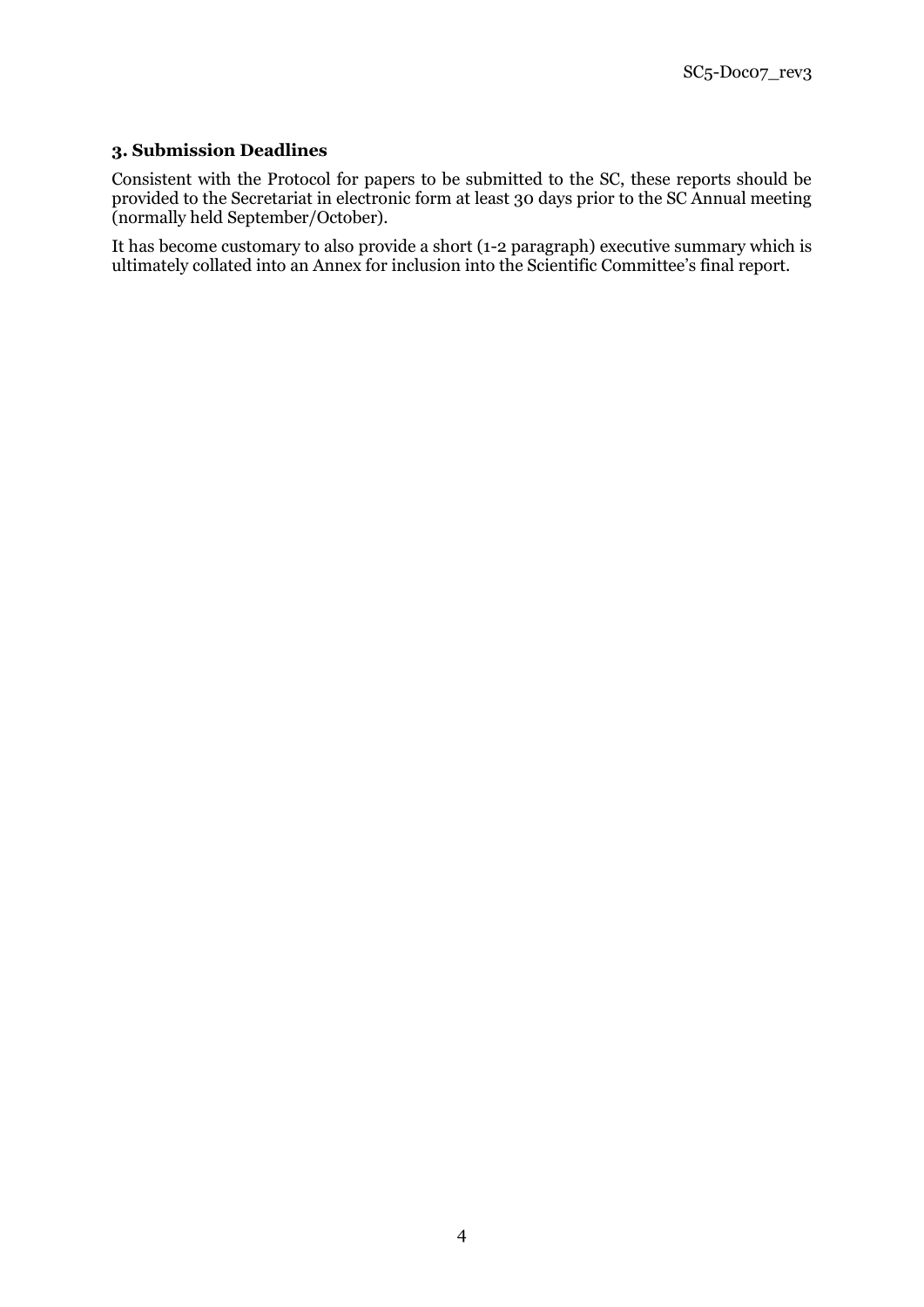### 3. Submission Deadlines

Consistent with the Protocol for papers to be submitted to the SC, these reports should be provided to the Secretariat in electronic form at least 30 days prior to the SC Annual meeting (normally held September/October).

It has become customary to also provide a short (1-2 paragraph) executive summary which is ultimately collated into an Annex for inclusion into the Scientific Committee's final report.